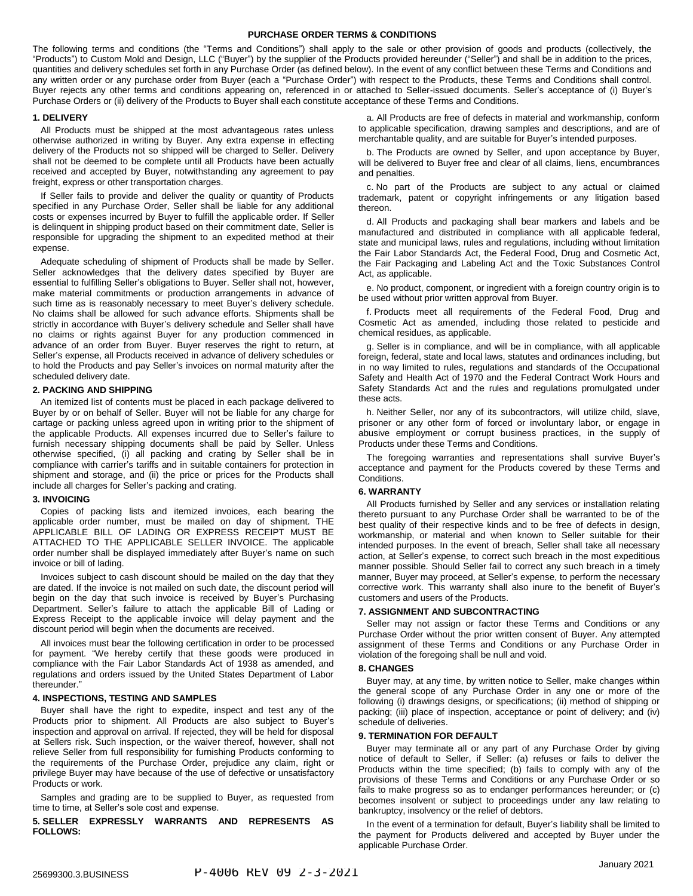# PURCHASE ORDER TERMS & CONDITIONS

The following terms and conditions (the "Terms and Conditions") shall apply to the sale or other provision of goods and products (collectively, the "Products") to Custom Mold and Design, LLC ("Buyer") by the supplier of the Products provided hereunder ("Seller") and shall be in addition to the prices, quantities and delivery schedules set forth in any Purchase Order (as defined below). In the event of any conflict between these Terms and Conditions and any written order or any purchase order from Buyer (each a "Purchase Order") with respect to the Products, these Terms and Conditions shall control. Buyer rejects any other terms and conditions appearing on, referenced in or attached to Seller-issued documents. Seller's acceptance of (i) Buyer's Purchase Orders or (ii) delivery of the Products to Buyer shall each constitute acceptance of these Terms and Conditions.

## 1. DELIVERY

All Products must be shipped at the most advantageous rates unless otherwise authorized in writing by Buyer. Any extra expense in effecting delivery of the Products not so shipped will be charged to Seller. Delivery shall not be deemed to be complete until all Products have been actually received and accepted by Buyer, notwithstanding any agreement to pay freight, express or other transportation charges.

If Seller fails to provide and deliver the quality or quantity of Products specified in any Purchase Order, Seller shall be liable for any additional costs or expenses incurred by Buyer to fulfill the applicable order. If Seller is delinquent in shipping product based on their commitment date, Seller is responsible for upgrading the shipment to an expedited method at their expense.

Adequate scheduling of shipment of Products shall be made by Seller. Seller acknowledges that the delivery dates specified by Buyer are essential to fulfilling Seller's obligations to Buyer. Seller shall not, however, make material commitments or production arrangements in advance of such time as is reasonably necessary to meet Buyer's delivery schedule. No claims shall be allowed for such advance efforts. Shipments shall be strictly in accordance with Buyer's delivery schedule and Seller shall have no claims or rights against Buyer for any production commenced in advance of an order from Buyer. Buyer reserves the right to return, at Seller's expense, all Products received in advance of delivery schedules or to hold the Products and pay Seller's invoices on normal maturity after the scheduled delivery date.

## 2. PACKING AND SHIPPING

An itemized list of contents must be placed in each package delivered to Buyer by or on behalf of Seller. Buyer will not be liable for any charge for cartage or packing unless agreed upon in writing prior to the shipment of the applicable Products. All expenses incurred due to Seller's failure to furnish necessary shipping documents shall be paid by Seller. Unless otherwise specified, (i) all packing and crating by Seller shall be in compliance with carrier's tariffs and in suitable containers for protection in shipment and storage, and (ii) the price or prices for the Products shall include all charges for Seller's packing and crating.

## 3. INVOICING

Copies of packing lists and itemized invoices, each bearing the applicable order number, must be mailed on day of shipment. THE APPLICABLE BILL OF LADING OR EXPRESS RECEIPT MUST BE ATTACHED TO THE APPLICABLE SELLER INVOICE. The applicable order number shall be displayed immediately after Buyer's name on such invoice or bill of lading.

Invoices subject to cash discount should be mailed on the day that they are dated. If the invoice is not mailed on such date, the discount period will begin on the day that such invoice is received by Buyer's Purchasing Department. Seller's failure to attach the applicable Bill of Lading or Express Receipt to the applicable invoice will delay payment and the discount period will begin when the documents are received.

All invoices must bear the following certification in order to be processed for payment. "We hereby certify that these goods were produced in compliance with the Fair Labor Standards Act of 1938 as amended, and regulations and orders issued by the United States Department of Labor thereunder."

## 4. INSPECTIONS, TESTING AND SAMPLES

Buyer shall have the right to expedite, inspect and test any of the Products prior to shipment. All Products are also subject to Buyer's inspection and approval on arrival. If rejected, they will be held for disposal at Sellers risk. Such inspection, or the waiver thereof, however, shall not relieve Seller from full responsibility for furnishing Products conforming to the requirements of the Purchase Order, prejudice any claim, right or privilege Buyer may have because of the use of defective or unsatisfactory Products or work.

Samples and grading are to be supplied to Buyer, as requested from time to time, at Seller's sole cost and expense.

## 5. SELLER EXPRESSLY WARRANTS AND REPRESENTS AS FOLLOWS:

a. All Products are free of defects in material and workmanship, conform to applicable specification, drawing samples and descriptions, and are of merchantable quality, and are suitable for Buyer's intended purposes.

b. The Products are owned by Seller, and upon acceptance by Buyer, will be delivered to Buyer free and clear of all claims, liens, encumbrances and penalties.

c. No part of the Products are subject to any actual or claimed trademark, patent or copyright infringements or any litigation based thereon.

d. All Products and packaging shall bear markers and labels and be manufactured and distributed in compliance with all applicable federal, state and municipal laws, rules and regulations, including without limitation the Fair Labor Standards Act, the Federal Food, Drug and Cosmetic Act, the Fair Packaging and Labeling Act and the Toxic Substances Control Act, as applicable.

e. No product, component, or ingredient with a foreign country origin is to be used without prior written approval from Buyer.

f. Products meet all requirements of the Federal Food, Drug and Cosmetic Act as amended, including those related to pesticide and chemical residues, as applicable.

g. Seller is in compliance, and will be in compliance, with all applicable foreign, federal, state and local laws, statutes and ordinances including, but in no way limited to rules, regulations and standards of the Occupational Safety and Health Act of 1970 and the Federal Contract Work Hours and Safety Standards Act and the rules and regulations promulgated under these acts.

h. Neither Seller, nor any of its subcontractors, will utilize child, slave, prisoner or any other form of forced or involuntary labor, or engage in abusive employment or corrupt business practices, in the supply of Products under these Terms and Conditions.

The foregoing warranties and representations shall survive Buyer's acceptance and payment for the Products covered by these Terms and Conditions.

## 6. WARRANTY

All Products furnished by Seller and any services or installation relating thereto pursuant to any Purchase Order shall be warranted to be of the best quality of their respective kinds and to be free of defects in design, workmanship, or material and when known to Seller suitable for their intended purposes. In the event of breach, Seller shall take all necessary action, at Seller's expense, to correct such breach in the most expeditious manner possible. Should Seller fail to correct any such breach in a timely manner, Buyer may proceed, at Seller's expense, to perform the necessary corrective work. This warranty shall also inure to the benefit of Buyer's customers and users of the Products.

## 7. ASSIGNMENT AND SUBCONTRACTING

Seller may not assign or factor these Terms and Conditions or any Purchase Order without the prior written consent of Buyer. Any attempted assignment of these Terms and Conditions or any Purchase Order in violation of the foregoing shall be null and void.

## 8. CHANGES

Buyer may, at any time, by written notice to Seller, make changes within the general scope of any Purchase Order in any one or more of the following (i) drawings designs, or specifications; (ii) method of shipping or packing; (iii) place of inspection, acceptance or point of delivery; and (iv) schedule of deliveries.

## 9. TERMINATION FOR DEFAULT

Buyer may terminate all or any part of any Purchase Order by giving notice of default to Seller, if Seller: (a) refuses or fails to deliver the Products within the time specified; (b) fails to comply with any of the provisions of these Terms and Conditions or any Purchase Order or so fails to make progress so as to endanger performances hereunder; or (c) becomes insolvent or subject to proceedings under any law relating to bankruptcy, insolvency or the relief of debtors.

In the event of a termination for default, Buyer's liability shall be limited to the payment for Products delivered and accepted by Buyer under the applicable Purchase Order.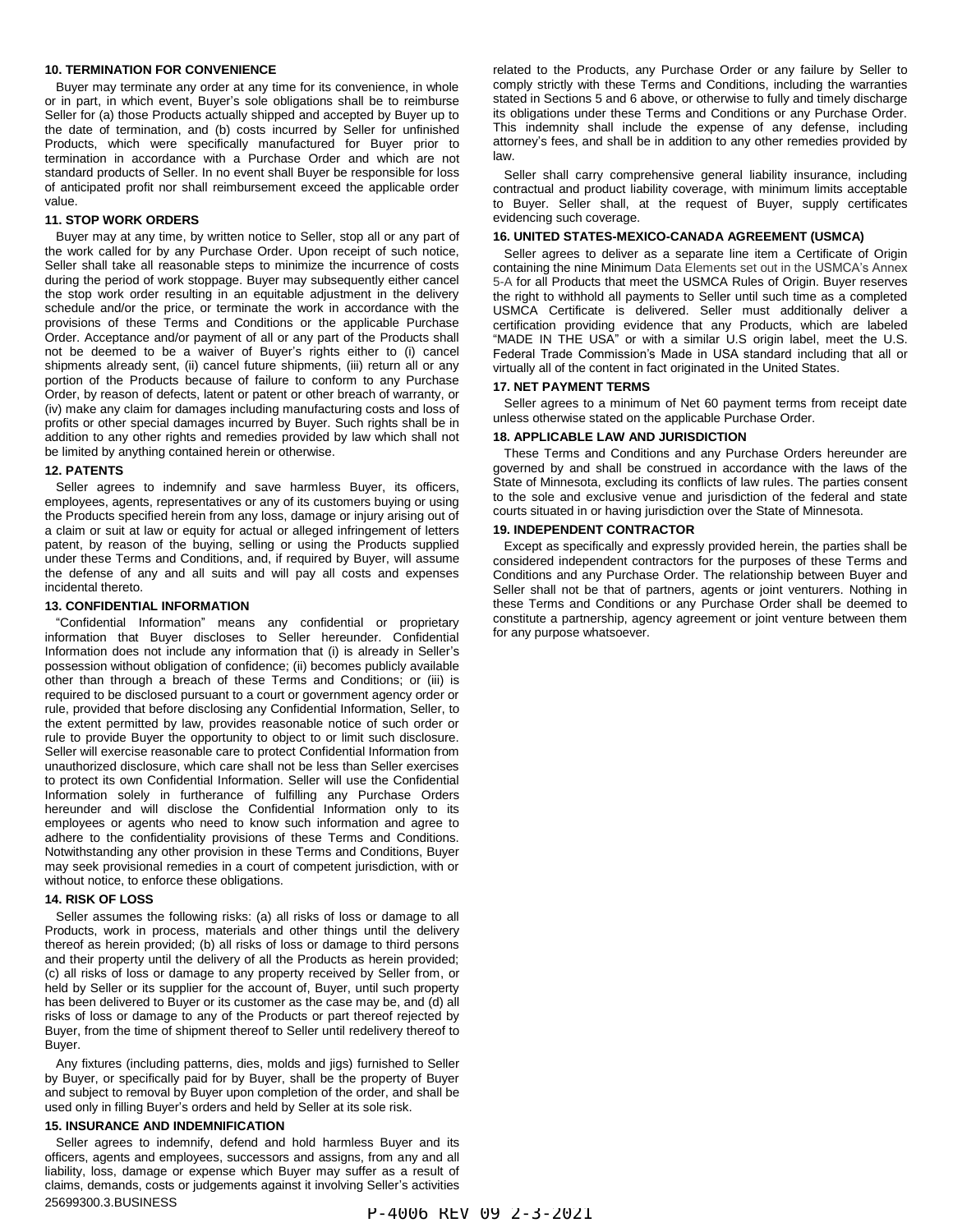**10. TERMINATION FOR CONVENIENCE**

Buyer may terminate any order at any time for its convenience, in whole or in part, in which event, Buyer's sole obligations shall be to reimburse Seller for (a) those Products actually shipped and accepted by Buyer up to the date of termination, and (b) costs incurred by Seller for unfinished Products, which were specifically manufactured for Buyer prior to termination in accordance with a Purchase Order and which are not standard products of Seller. In no event shall Buyer be responsible for loss of anticipated profit nor shall reimbursement exceed the applicable order value.

**11. STOP WORK ORDERS**

Buyer may at any time, by written notice to Seller, stop all or any part of the work called for by any Purchase Order. Upon receipt of such notice, Seller shall take all reasonable steps to minimize the incurrence of costs during the period of work stoppage. Buyer may subsequently either cancel the stop work order resulting in an equitable adjustment in the delivery schedule and/or the price, or terminate the work in accordance with the provisions of these Terms and Conditions or the applicable Purchase Order. Acceptance and/or payment of all or any part of the Products shall not be deemed to be a waiver of Buyer's rights either to (i) cancel shipments already sent, (ii) cancel future shipments, (iii) return all or any portion of the Products because of failure to conform to any Purchase Order, by reason of defects, latent or patent or other breach of warranty, or (iv) make any claim for damages including manufacturing costs and loss of profits or other special damages incurred by Buyer. Such rights shall be in addition to any other rights and remedies provided by law which shall not be limited by anything contained herein or otherwise.

**12. PATENTS**

Seller agrees to indemnify and save harmless Buyer, its officers, employees, agents, representatives or any of its customers buying or using the Products specified herein from any loss, damage or injury arising out of a claim or suit at law or equity for actual or alleged infringement of letters patent, by reason of the buying, selling or using the Products supplied under these Terms and Conditions, and, if required by Buyer, will assume the defense of any and all suits and will pay all costs and expenses incidental thereto.

**13. CONFIDENTIAL INFORMATION**

"Confidential Information" means any confidential or proprietary information that Buyer discloses to Seller hereunder. Confidential Information does not include any information that (i) is already in Seller's possession without obligation of confidence; (ii) becomes publicly available other than through a breach of these Terms and Conditions; or (iii) is required to be disclosed pursuant to a court or government agency order or rule, provided that before disclosing any Confidential Information, Seller, to the extent permitted by law, provides reasonable notice of such order or rule to provide Buyer the opportunity to object to or limit such disclosure. Seller will exercise reasonable care to protect Confidential Information from unauthorized disclosure, which care shall not be less than Seller exercises to protect its own Confidential Information. Seller will use the Confidential Information solely in furtherance of fulfilling any Purchase Orders hereunder and will disclose the Confidential Information only to its employees or agents who need to know such information and agree to adhere to the confidentiality provisions of these Terms and Conditions. Notwithstanding any other provision in these Terms and Conditions, Buyer may seek provisional remedies in a court of competent jurisdiction, with or without notice, to enforce these obligations.

**14. RISK OF LOSS**

Seller assumes the following risks: (a) all risks of loss or damage to all Products, work in process, materials and other things until the delivery thereof as herein provided; (b) all risks of loss or damage to third persons and their property until the delivery of all the Products as herein provided; (c) all risks of loss or damage to any property received by Seller from, or held by Seller or its supplier for the account of, Buyer, until such property has been delivered to Buyer or its customer as the case may be, and (d) all risks of loss or damage to any of the Products or part thereof rejected by Buyer, from the time of shipment thereof to Seller until redelivery thereof to Buyer.

Any fixtures (including patterns, dies, molds and jigs) furnished to Seller by Buyer, or specifically paid for by Buyer, shall be the property of Buyer and subject to removal by Buyer upon completion of the order, and shall be used only in filling Buyer's orders and held by Seller at its sole risk.

**15. INSURANCE AND INDEMNIFICATION**

Seller agrees to indemnify, defend and hold harmless Buyer and its officers, agents and employees, successors and assigns, from any and all liability, loss, damage or expense which Buyer may suffer as a result of claims, demands, costs or judgements against it involving Seller's activities related to the Products, any Purchase Order or any failure by Seller to comply strictly with these Terms and Conditions, including the warranties stated in Sections 5 and 6 above, or otherwise to fully and timely discharge its obligations under these Terms and Conditions or any Purchase Order. This indemnity shall include the expense of any defense, including attorney's fees, and shall be in addition to any other remedies provided by law.

Seller shall carry comprehensive general liability insurance, including contractual and product liability coverage, with minimum limits acceptable to Buyer. Seller shall, at the request of Buyer, supply certificates evidencing such coverage.

**16. UNITED STATES-MEXICO-CANADA AGREEMENT (USMCA)**

Seller agrees to deliver as a separate line item a Certificate of Origin containing the nine Minimum Data Elements set out in the USMCA's Annex 5-A for all Products that meet the USMCA Rules of Origin. Buyer reserves the right to withhold all payments to Seller until such time as a completed USMCA Certificate is delivered. Seller must additionally deliver a certification providing evidence that any Products, which are labeled "MADE IN THE USA" or with a similar U.S origin label, meet the U.S. Federal Trade Commission's Made in USA standard including that all or virtually all of the content in fact originated in the United States.

**17. NET PAYMENT TERMS**

Seller agrees to a minimum of Net 60 payment terms from receipt date unless otherwise stated on the applicable Purchase Order.

**18. APPLICABLE LAW AND JURISDICTION**

These Terms and Conditions and any Purchase Orders hereunder are governed by and shall be construed in accordance with the laws of the State of Minnesota, excluding its conflicts of law rules. The parties consent to the sole and exclusive venue and jurisdiction of the federal and state courts situated in or having jurisdiction over the State of Minnesota.

**19. INDEPENDENT CONTRACTOR**

Except as specifically and expressly provided herein, the parties shall be considered independent contractors for the purposes of these Terms and Conditions and any Purchase Order. The relationship between Buyer and Seller shall not be that of partners, agents or joint venturers. Nothing in these Terms and Conditions or any Purchase Order shall be deemed to constitute a partnership, agency agreement or joint venture between them for any purpose whatsoever.